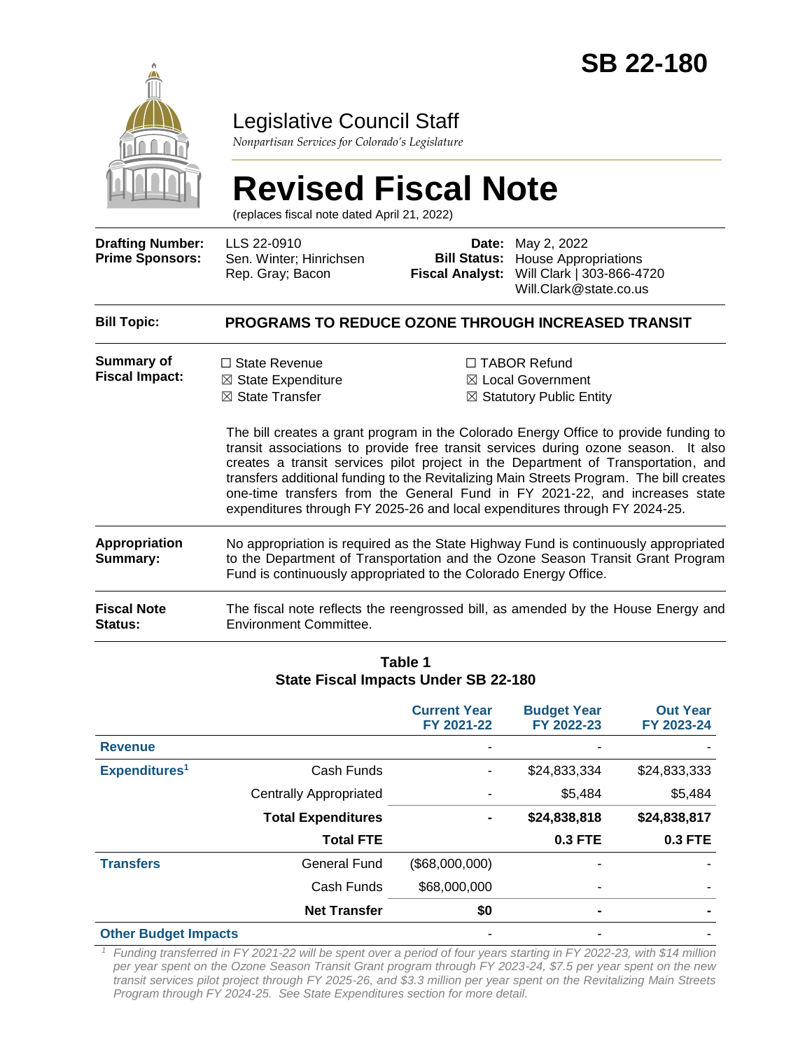# SB 22-180

## Legislative Council Staff

*Nonpartisan Services for Colorado's Legislature*

# Revised Fiscal Note

(replaces fiscal note dated April 21, 2022)

| | | | |
|---|---|---|---|
| **Drafting Number:** | LLS 22-0910 | **Date:** | May 2, 2022 |
| **Prime Sponsors:** | Sen. Winter; Hinrichsen<br>Rep. Gray; Bacon | **Bill Status:** | House Appropriations |
| | | **Fiscal Analyst:** | Will Clark \| 303-866-4720<br>Will.Clark@state.co.us |

**Bill Topic:** **PROGRAMS TO REDUCE OZONE THROUGH INCREASED TRANSIT**

**Summary of Fiscal Impact:**

☐ State Revenue
☒ State Expenditure
☒ State Transfer
☐ TABOR Refund
☒ Local Government
☒ Statutory Public Entity

The bill creates a grant program in the Colorado Energy Office to provide funding to transit associations to provide free transit services during ozone season. It also creates a transit services pilot project in the Department of Transportation, and transfers additional funding to the Revitalizing Main Streets Program. The bill creates one-time transfers from the General Fund in FY 2021-22, and increases state expenditures through FY 2025-26 and local expenditures through FY 2024-25.

**Appropriation Summary:** No appropriation is required as the State Highway Fund is continuously appropriated to the Department of Transportation and the Ozone Season Transit Grant Program Fund is continuously appropriated to the Colorado Energy Office.

**Fiscal Note Status:** The fiscal note reflects the reengrossed bill, as amended by the House Energy and Environment Committee.

**Table 1**
**State Fiscal Impacts Under SB 22-180**

| | | Current Year FY 2021-22 | Budget Year FY 2022-23 | Out Year FY 2023-24 |
|---|---|---|---|---|
| **Revenue** | | - | - | - |
| **Expenditures**[1] | Cash Funds | - | $24,833,334 | $24,833,333 |
| | Centrally Appropriated | - | $5,484 | $5,484 |
| | **Total Expenditures** | **-** | **$24,838,818** | **$24,838,817** |
| | **Total FTE** | | **0.3 FTE** | **0.3 FTE** |
| **Transfers** | General Fund | ($68,000,000) | - | - |
| | Cash Funds | $68,000,000 | - | - |
| | **Net Transfer** | **$0** | **-** | **-** |
| **Other Budget Impacts** | | - | - | - |

[1] *Funding transferred in FY 2021-22 will be spent over a period of four years starting in FY 2022-23, with $14 million per year spent on the Ozone Season Transit Grant program through FY 2023-24, $7.5 per year spent on the new transit services pilot project through FY 2025-26, and $3.3 million per year spent on the Revitalizing Main Streets Program through FY 2024-25. See State Expenditures section for more detail.*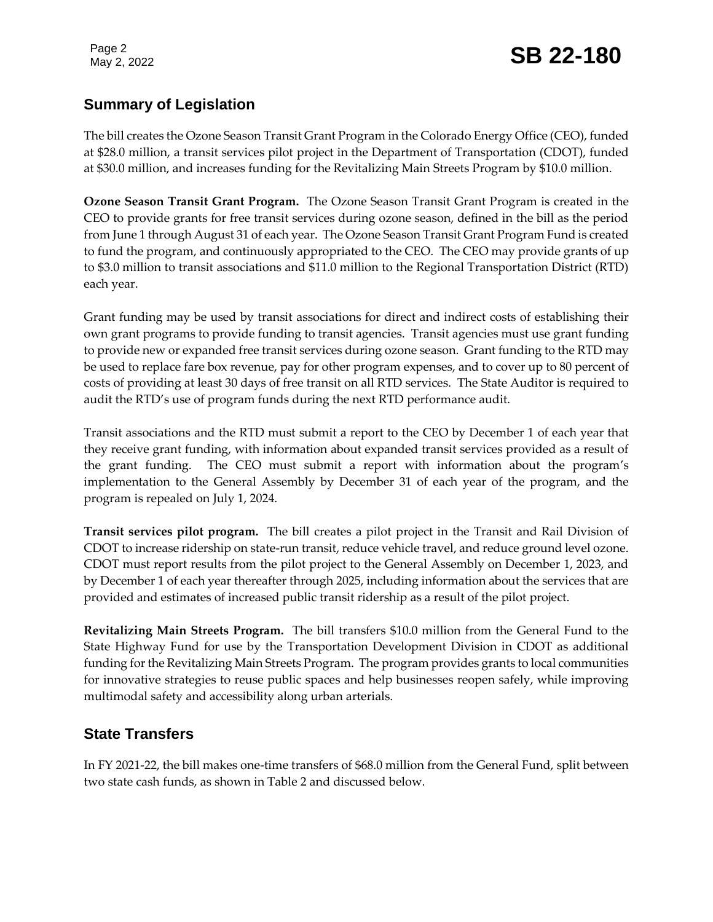## Summary of Legislation

The bill creates the Ozone Season Transit Grant Program in the Colorado Energy Office (CEO), funded at $28.0 million, a transit services pilot project in the Department of Transportation (CDOT), funded at $30.0 million, and increases funding for the Revitalizing Main Streets Program by $10.0 million.

**Ozone Season Transit Grant Program.** The Ozone Season Transit Grant Program is created in the CEO to provide grants for free transit services during ozone season, defined in the bill as the period from June 1 through August 31 of each year. The Ozone Season Transit Grant Program Fund is created to fund the program, and continuously appropriated to the CEO. The CEO may provide grants of up to $3.0 million to transit associations and $11.0 million to the Regional Transportation District (RTD) each year.

Grant funding may be used by transit associations for direct and indirect costs of establishing their own grant programs to provide funding to transit agencies. Transit agencies must use grant funding to provide new or expanded free transit services during ozone season. Grant funding to the RTD may be used to replace fare box revenue, pay for other program expenses, and to cover up to 80 percent of costs of providing at least 30 days of free transit on all RTD services. The State Auditor is required to audit the RTD's use of program funds during the next RTD performance audit.

Transit associations and the RTD must submit a report to the CEO by December 1 of each year that they receive grant funding, with information about expanded transit services provided as a result of the grant funding. The CEO must submit a report with information about the program's implementation to the General Assembly by December 31 of each year of the program, and the program is repealed on July 1, 2024.

**Transit services pilot program.** The bill creates a pilot project in the Transit and Rail Division of CDOT to increase ridership on state-run transit, reduce vehicle travel, and reduce ground level ozone. CDOT must report results from the pilot project to the General Assembly on December 1, 2023, and by December 1 of each year thereafter through 2025, including information about the services that are provided and estimates of increased public transit ridership as a result of the pilot project.

**Revitalizing Main Streets Program.** The bill transfers $10.0 million from the General Fund to the State Highway Fund for use by the Transportation Development Division in CDOT as additional funding for the Revitalizing Main Streets Program. The program provides grants to local communities for innovative strategies to reuse public spaces and help businesses reopen safely, while improving multimodal safety and accessibility along urban arterials.

## State Transfers

In FY 2021-22, the bill makes one-time transfers of $68.0 million from the General Fund, split between two state cash funds, as shown in Table 2 and discussed below.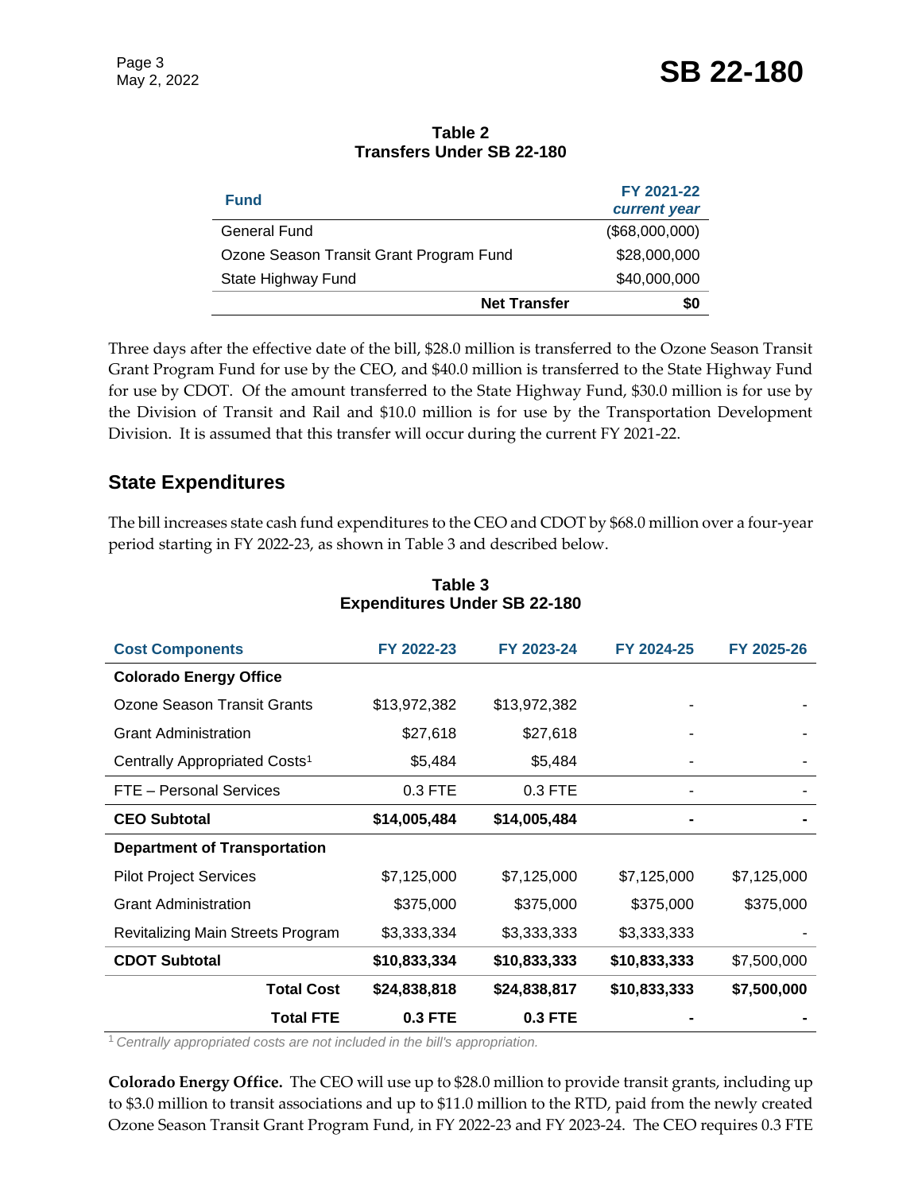**Table 2**
**Transfers Under SB 22-180**

| Fund | FY 2021-22 *current year* |
|---|---|
| General Fund | ($68,000,000) |
| Ozone Season Transit Grant Program Fund | $28,000,000 |
| State Highway Fund | $40,000,000 |
| **Net Transfer** | **$0** |

Three days after the effective date of the bill, $28.0 million is transferred to the Ozone Season Transit Grant Program Fund for use by the CEO, and $40.0 million is transferred to the State Highway Fund for use by CDOT. Of the amount transferred to the State Highway Fund, $30.0 million is for use by the Division of Transit and Rail and $10.0 million is for use by the Transportation Development Division. It is assumed that this transfer will occur during the current FY 2021-22.

## State Expenditures

The bill increases state cash fund expenditures to the CEO and CDOT by $68.0 million over a four-year period starting in FY 2022-23, as shown in Table 3 and described below.

**Table 3**
**Expenditures Under SB 22-180**

| Cost Components | FY 2022-23 | FY 2023-24 | FY 2024-25 | FY 2025-26 |
|---|---|---|---|---|
| **Colorado Energy Office** | | | | |
| Ozone Season Transit Grants | $13,972,382 | $13,972,382 | - | - |
| Grant Administration | $27,618 | $27,618 | - | - |
| Centrally Appropriated Costs[1] | $5,484 | $5,484 | - | - |
| FTE – Personal Services | 0.3 FTE | 0.3 FTE | - | - |
| **CEO Subtotal** | **$14,005,484** | **$14,005,484** | **-** | **-** |
| **Department of Transportation** | | | | |
| Pilot Project Services | $7,125,000 | $7,125,000 | $7,125,000 | $7,125,000 |
| Grant Administration | $375,000 | $375,000 | $375,000 | $375,000 |
| Revitalizing Main Streets Program | $3,333,334 | $3,333,333 | $3,333,333 | - |
| **CDOT Subtotal** | **$10,833,334** | **$10,833,333** | **$10,833,333** | $7,500,000 |
| **Total Cost** | **$24,838,818** | **$24,838,817** | **$10,833,333** | **$7,500,000** |
| **Total FTE** | **0.3 FTE** | **0.3 FTE** | **-** | **-** |

[1] *Centrally appropriated costs are not included in the bill's appropriation.*

**Colorado Energy Office.** The CEO will use up to $28.0 million to provide transit grants, including up to $3.0 million to transit associations and up to $11.0 million to the RTD, paid from the newly created Ozone Season Transit Grant Program Fund, in FY 2022-23 and FY 2023-24. The CEO requires 0.3 FTE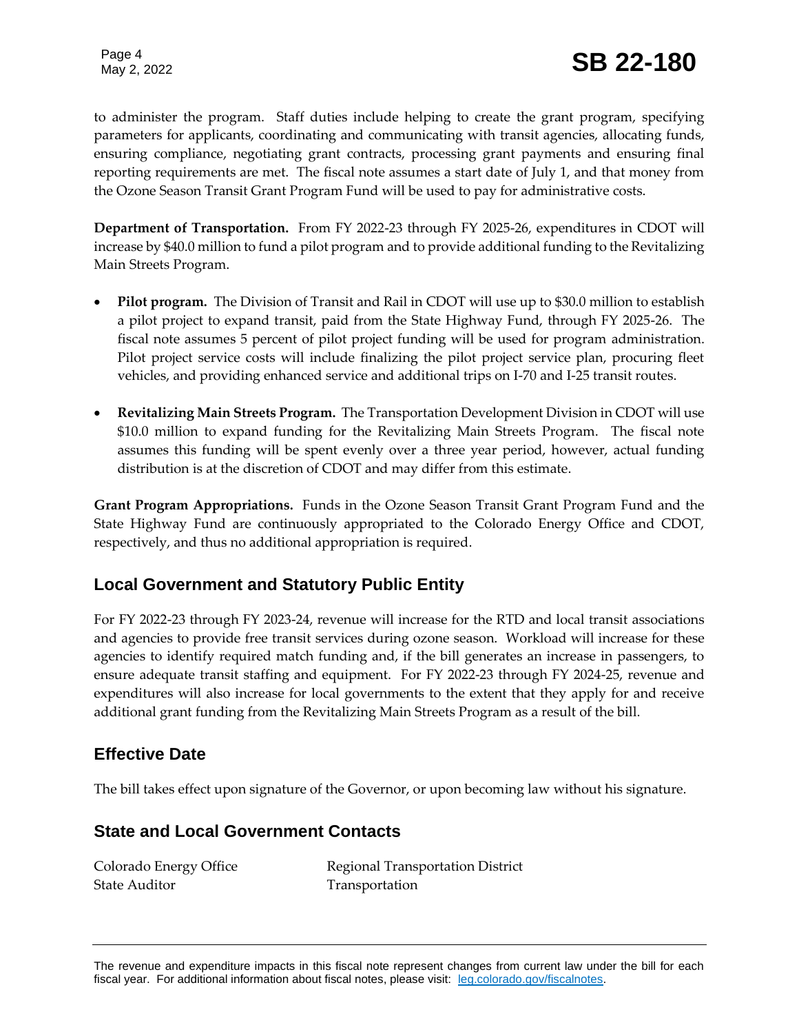to administer the program. Staff duties include helping to create the grant program, specifying parameters for applicants, coordinating and communicating with transit agencies, allocating funds, ensuring compliance, negotiating grant contracts, processing grant payments and ensuring final reporting requirements are met. The fiscal note assumes a start date of July 1, and that money from the Ozone Season Transit Grant Program Fund will be used to pay for administrative costs.

**Department of Transportation.** From FY 2022-23 through FY 2025-26, expenditures in CDOT will increase by $40.0 million to fund a pilot program and to provide additional funding to the Revitalizing Main Streets Program.

- **Pilot program.** The Division of Transit and Rail in CDOT will use up to $30.0 million to establish a pilot project to expand transit, paid from the State Highway Fund, through FY 2025-26. The fiscal note assumes 5 percent of pilot project funding will be used for program administration. Pilot project service costs will include finalizing the pilot project service plan, procuring fleet vehicles, and providing enhanced service and additional trips on I-70 and I-25 transit routes.
- **Revitalizing Main Streets Program.** The Transportation Development Division in CDOT will use $10.0 million to expand funding for the Revitalizing Main Streets Program. The fiscal note assumes this funding will be spent evenly over a three year period, however, actual funding distribution is at the discretion of CDOT and may differ from this estimate.

**Grant Program Appropriations.** Funds in the Ozone Season Transit Grant Program Fund and the State Highway Fund are continuously appropriated to the Colorado Energy Office and CDOT, respectively, and thus no additional appropriation is required.

## Local Government and Statutory Public Entity

For FY 2022-23 through FY 2023-24, revenue will increase for the RTD and local transit associations and agencies to provide free transit services during ozone season. Workload will increase for these agencies to identify required match funding and, if the bill generates an increase in passengers, to ensure adequate transit staffing and equipment. For FY 2022-23 through FY 2024-25, revenue and expenditures will also increase for local governments to the extent that they apply for and receive additional grant funding from the Revitalizing Main Streets Program as a result of the bill.

## Effective Date

The bill takes effect upon signature of the Governor, or upon becoming law without his signature.

## State and Local Government Contacts

| | |
|---|---|
| Colorado Energy Office | Regional Transportation District |
| State Auditor | Transportation |

The revenue and expenditure impacts in this fiscal note represent changes from current law under the bill for each fiscal year. For additional information about fiscal notes, please visit: leg.colorado.gov/fiscalnotes.